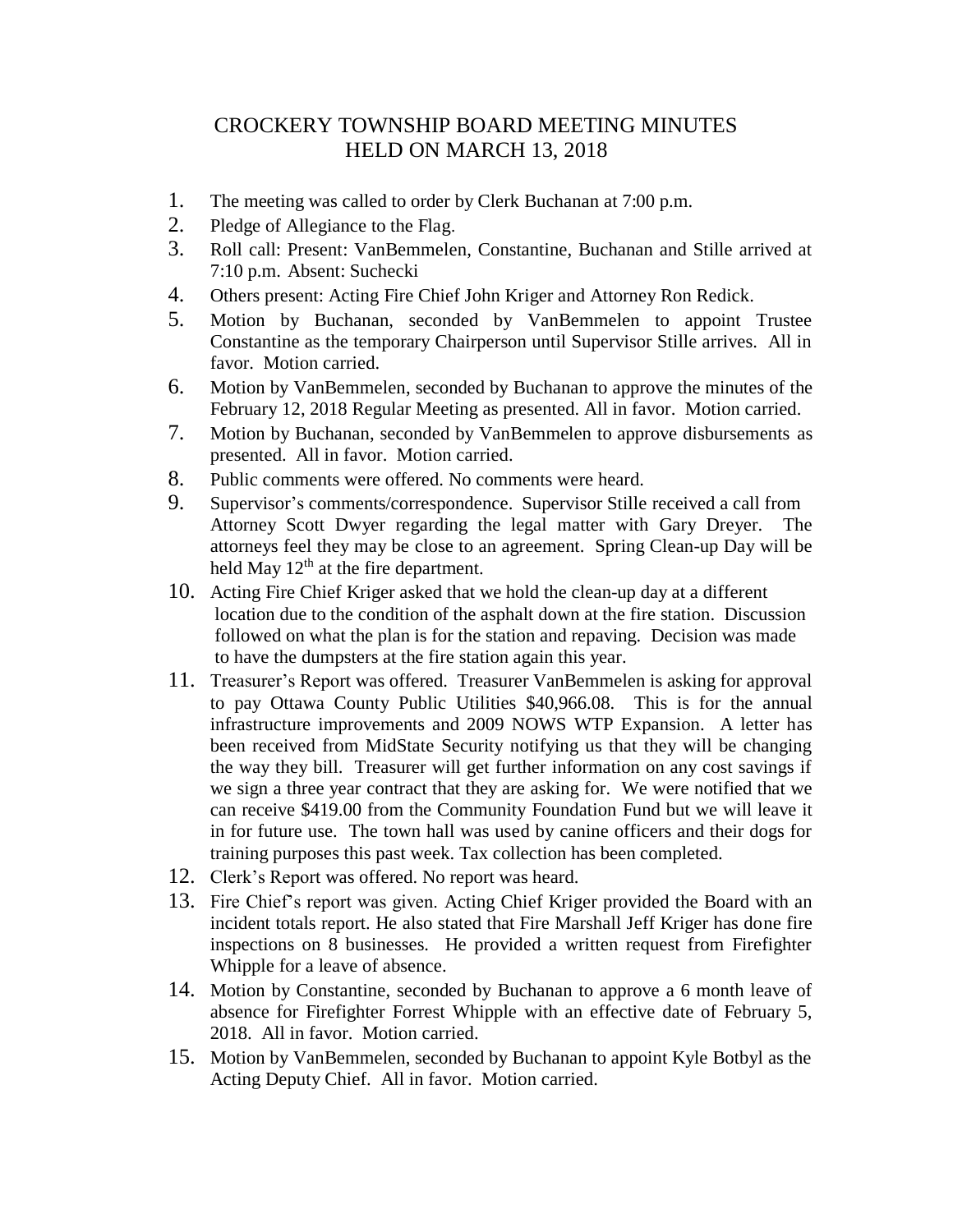# CROCKERY TOWNSHIP BOARD MEETING MINUTES
# HELD ON MARCH 13, 2018

1. The meeting was called to order by Clerk Buchanan at 7:00 p.m.
2. Pledge of Allegiance to the Flag.
3. Roll call: Present: VanBemmelen, Constantine, Buchanan and Stille arrived at 7:10 p.m. Absent: Suchecki
4. Others present: Acting Fire Chief John Kriger and Attorney Ron Redick.
5. Motion by Buchanan, seconded by VanBemmelen to appoint Trustee Constantine as the temporary Chairperson until Supervisor Stille arrives. All in favor. Motion carried.
6. Motion by VanBemmelen, seconded by Buchanan to approve the minutes of the February 12, 2018 Regular Meeting as presented. All in favor. Motion carried.
7. Motion by Buchanan, seconded by VanBemmelen to approve disbursements as presented. All in favor. Motion carried.
8. Public comments were offered. No comments were heard.
9. Supervisor's comments/correspondence. Supervisor Stille received a call from Attorney Scott Dwyer regarding the legal matter with Gary Dreyer. The attorneys feel they may be close to an agreement. Spring Clean-up Day will be held May 12th at the fire department.
10. Acting Fire Chief Kriger asked that we hold the clean-up day at a different location due to the condition of the asphalt down at the fire station. Discussion followed on what the plan is for the station and repaving. Decision was made to have the dumpsters at the fire station again this year.
11. Treasurer's Report was offered. Treasurer VanBemmelen is asking for approval to pay Ottawa County Public Utilities $40,966.08. This is for the annual infrastructure improvements and 2009 NOWS WTP Expansion. A letter has been received from MidState Security notifying us that they will be changing the way they bill. Treasurer will get further information on any cost savings if we sign a three year contract that they are asking for. We were notified that we can receive $419.00 from the Community Foundation Fund but we will leave it in for future use. The town hall was used by canine officers and their dogs for training purposes this past week. Tax collection has been completed.
12. Clerk's Report was offered. No report was heard.
13. Fire Chief's report was given. Acting Chief Kriger provided the Board with an incident totals report. He also stated that Fire Marshall Jeff Kriger has done fire inspections on 8 businesses. He provided a written request from Firefighter Whipple for a leave of absence.
14. Motion by Constantine, seconded by Buchanan to approve a 6 month leave of absence for Firefighter Forrest Whipple with an effective date of February 5, 2018. All in favor. Motion carried.
15. Motion by VanBemmelen, seconded by Buchanan to appoint Kyle Botbyl as the Acting Deputy Chief. All in favor. Motion carried.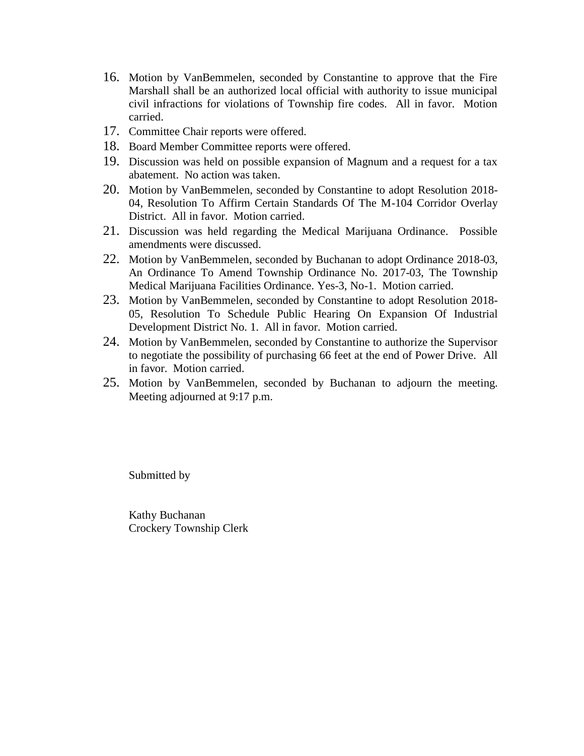16. Motion by VanBemmelen, seconded by Constantine to approve that the Fire Marshall shall be an authorized local official with authority to issue municipal civil infractions for violations of Township fire codes. All in favor. Motion carried.
17. Committee Chair reports were offered.
18. Board Member Committee reports were offered.
19. Discussion was held on possible expansion of Magnum and a request for a tax abatement. No action was taken.
20. Motion by VanBemmelen, seconded by Constantine to adopt Resolution 2018-04, Resolution To Affirm Certain Standards Of The M-104 Corridor Overlay District. All in favor. Motion carried.
21. Discussion was held regarding the Medical Marijuana Ordinance. Possible amendments were discussed.
22. Motion by VanBemmelen, seconded by Buchanan to adopt Ordinance 2018-03, An Ordinance To Amend Township Ordinance No. 2017-03, The Township Medical Marijuana Facilities Ordinance. Yes-3, No-1. Motion carried.
23. Motion by VanBemmelen, seconded by Constantine to adopt Resolution 2018-05, Resolution To Schedule Public Hearing On Expansion Of Industrial Development District No. 1. All in favor. Motion carried.
24. Motion by VanBemmelen, seconded by Constantine to authorize the Supervisor to negotiate the possibility of purchasing 66 feet at the end of Power Drive. All in favor. Motion carried.
25. Motion by VanBemmelen, seconded by Buchanan to adjourn the meeting. Meeting adjourned at 9:17 p.m.

Submitted by

Kathy Buchanan
Crockery Township Clerk